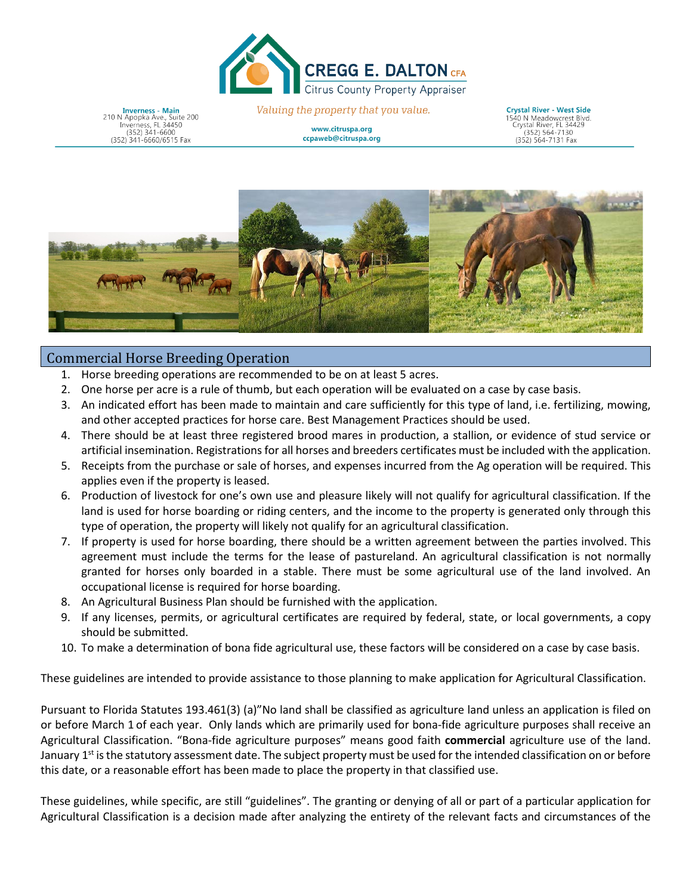CREGG E. DALTON CFA
Citrus County Property Appraiser

**Inverness - Main**
210 N Apopka Ave., Suite 200
Inverness, FL 34450
(352) 341-6600
(352) 341-6660/6515 Fax

*Valuing the property that you value.*

www.citruspa.org
ccpaweb@citruspa.org

**Crystal River - West Side**
1540 N Meadowcrest Blvd.
Crystal River, FL 34429
(352) 564-7130
(352) 564-7131 Fax

## Commercial Horse Breeding Operation

1. Horse breeding operations are recommended to be on at least 5 acres.
2. One horse per acre is a rule of thumb, but each operation will be evaluated on a case by case basis.
3. An indicated effort has been made to maintain and care sufficiently for this type of land, i.e. fertilizing, mowing, and other accepted practices for horse care. Best Management Practices should be used.
4. There should be at least three registered brood mares in production, a stallion, or evidence of stud service or artificial insemination. Registrations for all horses and breeders certificates must be included with the application.
5. Receipts from the purchase or sale of horses, and expenses incurred from the Ag operation will be required. This applies even if the property is leased.
6. Production of livestock for one's own use and pleasure likely will not qualify for agricultural classification. If the land is used for horse boarding or riding centers, and the income to the property is generated only through this type of operation, the property will likely not qualify for an agricultural classification.
7. If property is used for horse boarding, there should be a written agreement between the parties involved. This agreement must include the terms for the lease of pastureland. An agricultural classification is not normally granted for horses only boarded in a stable. There must be some agricultural use of the land involved. An occupational license is required for horse boarding.
8. An Agricultural Business Plan should be furnished with the application.
9. If any licenses, permits, or agricultural certificates are required by federal, state, or local governments, a copy should be submitted.
10. To make a determination of bona fide agricultural use, these factors will be considered on a case by case basis.

These guidelines are intended to provide assistance to those planning to make application for Agricultural Classification.

Pursuant to Florida Statutes 193.461(3) (a)"No land shall be classified as agriculture land unless an application is filed on or before March 1 of each year. Only lands which are primarily used for bona-fide agriculture purposes shall receive an Agricultural Classification. "Bona-fide agriculture purposes" means good faith **commercial** agriculture use of the land. January 1st is the statutory assessment date. The subject property must be used for the intended classification on or before this date, or a reasonable effort has been made to place the property in that classified use.

These guidelines, while specific, are still "guidelines". The granting or denying of all or part of a particular application for Agricultural Classification is a decision made after analyzing the entirety of the relevant facts and circumstances of the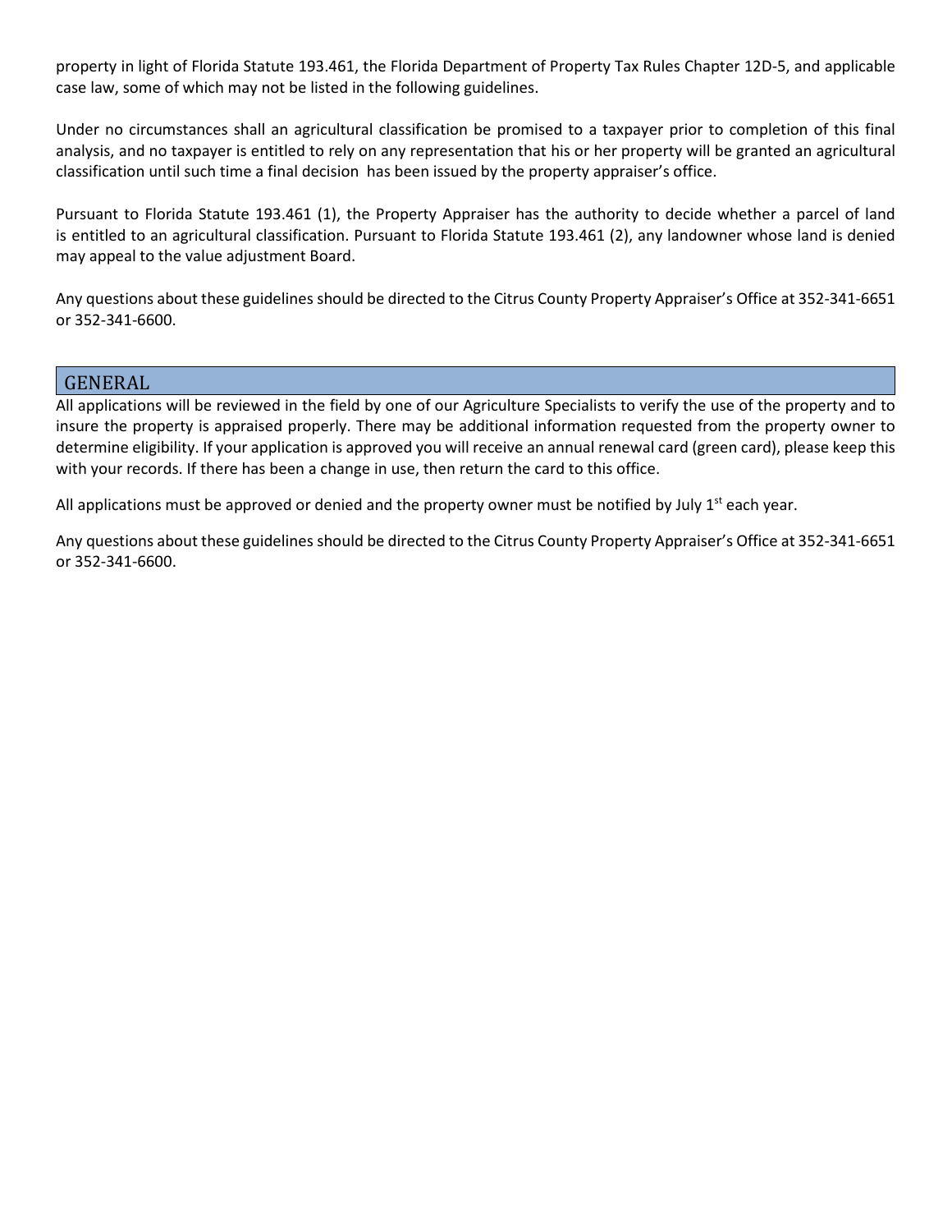property in light of Florida Statute 193.461, the Florida Department of Property Tax Rules Chapter 12D-5, and applicable case law, some of which may not be listed in the following guidelines.

Under no circumstances shall an agricultural classification be promised to a taxpayer prior to completion of this final analysis, and no taxpayer is entitled to rely on any representation that his or her property will be granted an agricultural classification until such time a final decision has been issued by the property appraiser's office.

Pursuant to Florida Statute 193.461 (1), the Property Appraiser has the authority to decide whether a parcel of land is entitled to an agricultural classification. Pursuant to Florida Statute 193.461 (2), any landowner whose land is denied may appeal to the value adjustment Board.

Any questions about these guidelines should be directed to the Citrus County Property Appraiser's Office at 352-341-6651 or 352-341-6600.

## GENERAL

All applications will be reviewed in the field by one of our Agriculture Specialists to verify the use of the property and to insure the property is appraised properly. There may be additional information requested from the property owner to determine eligibility. If your application is approved you will receive an annual renewal card (green card), please keep this with your records. If there has been a change in use, then return the card to this office.

All applications must be approved or denied and the property owner must be notified by July 1st each year.

Any questions about these guidelines should be directed to the Citrus County Property Appraiser's Office at 352-341-6651 or 352-341-6600.